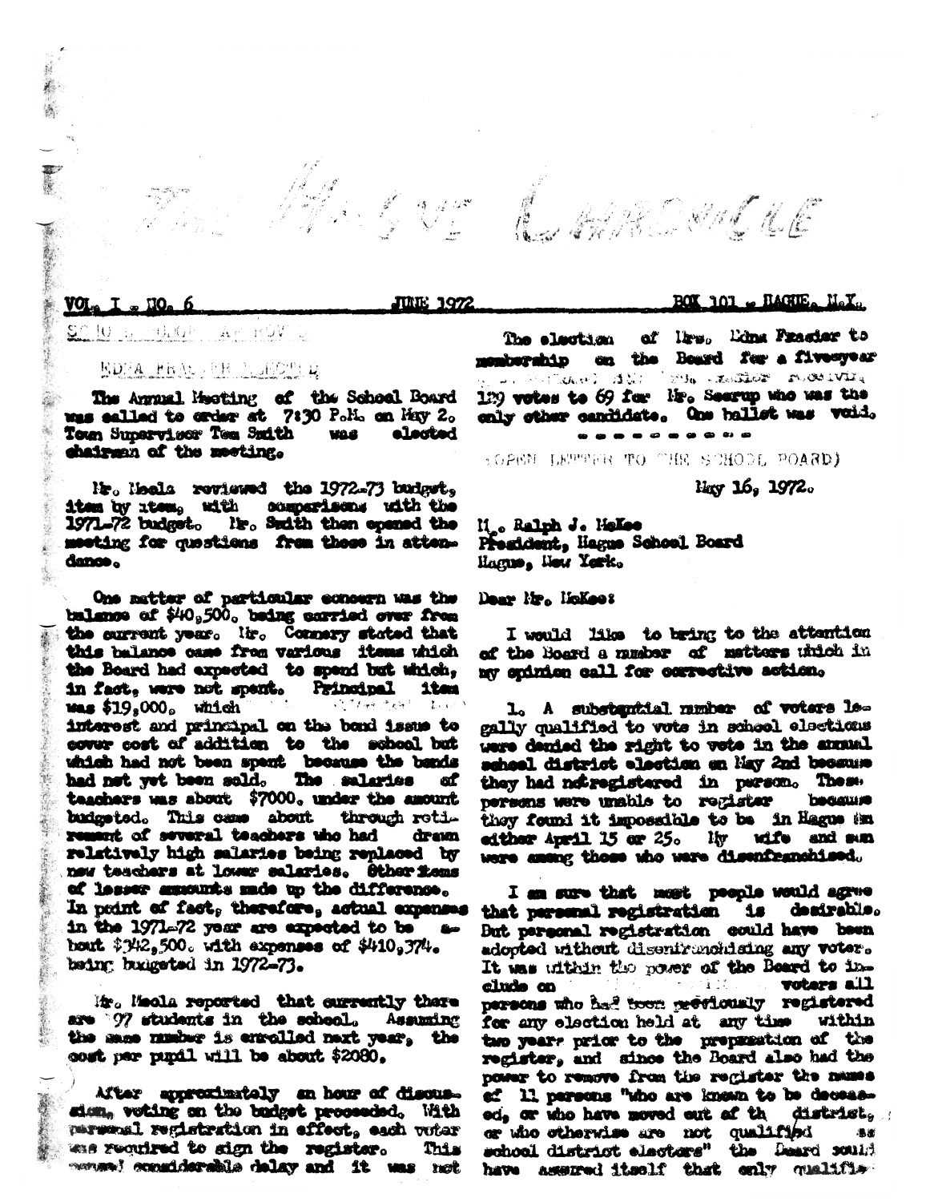# The Hague Chronicle

VOL. I - NO. 6 — JUNE 1972 — BOX 101 - HAGUE, N.Y.

## SCHOOL BUDGET APPROVED

### EDNA FRASIER ELECTED

The Annual Meeting of the School Board was called to order at 7:30 P.M. on May 2. Town Supervisor Tom Smith was elected chairman of the meeting.

Mr. Meola reviewed the 1972-73 budget, item by item, with comparisons with the 1971-72 budget. Mr. Smith then opened the meeting for questions from those in attendance.

One matter of particular concern was the balance of $40,500, being carried over from the current year. Mr. Connery stated that this balance came from various items which the Board had expected to spend but which, in fact, were not spent. Principal item was $19,000, which ... interest and principal on the bond issue to cover cost of addition to the school but which had not been spent because the bonds had not yet been sold. The salaries of teachers was about $7000. under the amount budgeted. This came about through retirement of several teachers who had drawn relatively high salaries being replaced by new teachers at lower salaries. Other items of lesser amounts made up the difference. In point of fact, therefore, actual expenses in the 1971-72 year are expected to be about $342,500. with expenses of $410,374. being budgeted in 1972-73.

Mr. Meola reported that currently there are 197 students in the school. Assuming the same number is enrolled next year, the cost per pupil will be about $2080.

After approximately an hour of discussion, voting on the budget proceeded. With personal registration in effect, each voter was required to sign the register. This caused considerable delay and it was not

The election of Mrs. Edna Frasier to membership on the Board for a fiveyear ... Mrs. Frasier receiving 129 votes to 69 for Mr. Searup who was the only other candidate. One ballot was void.

- - - - - - - - -

(OPEN LETTER TO THE SCHOOL BOARD)

May 16, 1972.

M. Ralph J. McKee
President, Hague School Board
Hague, New York.

Dear Mr. McKee:

I would like to bring to the attention of the Board a number of matters which in my opinion call for corrective action.

1. A substantial number of voters legally qualified to vote in school elections were denied the right to vote in the annual school district election on May 2nd because they had not registered in person. These persons were unable to register because they found it impossible to be in Hague on either April 15 or 25. My wife and son were among those who were disenfranchised.

I am sure that most people would agree that personal registration is desirable. But personal registration could have been adopted without disenfranchising any voter. It was within the power of the Board to include on ... voters all persons who had been previously registered for any election held at any time within two years prior to the preparation of the register, and since the Board also had the power to remove from the register the names of all persons "who are known to be deceased, or who have moved out of the district, or who otherwise are not qualified as school district electors" the Board could have assured itself that only qualifie-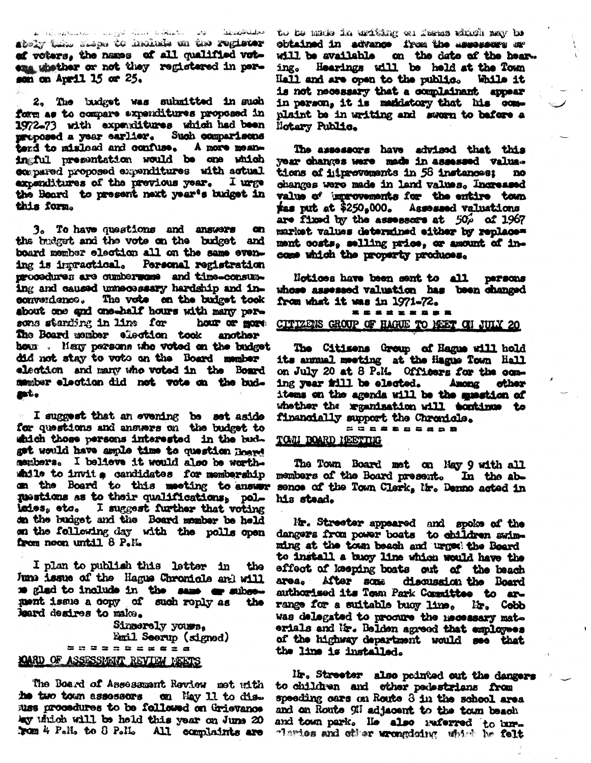... immediately take steps to include on the register of voters, the names of all qualified voters whether or not they registered in person on April 15 or 25.

2. The budget was submitted in such form as to compare expenditures proposed in 1972-73 with expenditures which had been proposed a year earlier. Such comparisons tend to mislead and confuse. A more meaningful presentation would be one which compared proposed expenditures with actual expenditures of the previous year. I urge the Board to present next year's budget in this form.

3. To have questions and answers on the budget and the vote on the budget and board member election all on the same evening is impractical. Personal registration procedures are cumbersome and time-consuming and caused unnecessary hardship and inconvenience. The vote on the budget took about one and one-half hours with many persons standing in line for hour or more. The Board member election took another hour. Many persons who voted on the budget did not stay to vote on the Board member election and many who voted in the Board member election did not vote on the budget.

I suggest that an evening be set aside for questions and answers on the budget to which those persons interested in the budget would have ample time to question Board members. I believe it would also be worthwhile to invite candidates for membership on the Board to this meeting to answer questions as to their qualifications, policies, etc. I suggest further that voting on the budget and the Board member be held on the following day with the polls open from noon until 8 P.M.

I plan to publish this letter in the June issue of the Hague Chronicle and will be glad to include in the same or subsequent issue a copy of such reply as the Board desires to make.

Sincerely yours,
Emil Seerup (signed)

= = = = = = = = = =

## BOARD OF ASSESSMENT REVIEW MEETS

The Board of Assessment Review met with the two town assessors on May 11 to discuss procedures to be followed on Grievance Day which will be held this year on June 20 from 4 P.M. to 8 P.M. All complaints are to be made in writing on forms which may be obtained in advance from the assessors or will be available on the date of the hearing. Hearings will be held at the Town Hall and are open to the public. While it is not necessary that a complainant appear in person, it is mandatory that his complaint be in writing and sworn to before a Notary Public.

The assessors have advised that this year changes were made in assessed valuations of improvements in 58 instances; no changes were made in land values. Increased value of improvements for the entire town was put at $250,000. Assessed valuations are fixed by the assessors at 50% of 1967 market values determined either by replacement costs, selling price, or amount of income which the property produces.

Notices have been sent to all persons whose assessed valuation has been changed from what it was in 1971-72.

= = = = = = = = =

## CITIZENS GROUP OF HAGUE TO MEET ON JULY 20

The Citizens Group of Hague will hold its annual meeting at the Hague Town Hall on July 20 at 8 P.M. Officers for the coming year will be elected. Among other items on the agenda will be the question of whether the organization will continue to financially support the Chronicle.

= = = = = = = = =

## TOWN BOARD MEETING

The Town Board met on May 9 with all members of the Board present. In the absence of the Town Clerk, Mr. Denno acted in his stead.

Mr. Streeter appeared and spoke of the dangers from power boats to children swimming at the town beach and urged the Board to install a buoy line which would have the effect of keeping boats out of the beach area. After some discussion the Board authorized its Town Park Committee to arrange for a suitable buoy line. Mr. Cobb was delegated to procure the necessary materials and Mr. Belden agreed that employees of the highway department would see that the line is installed.

Mr. Streeter also pointed out the dangers to children and other pedestrians from speeding cars on Route 8 in the school area and on Route 9N adjacent to the town beach and town park. He also referred to burglaries and other wrongdoing which he felt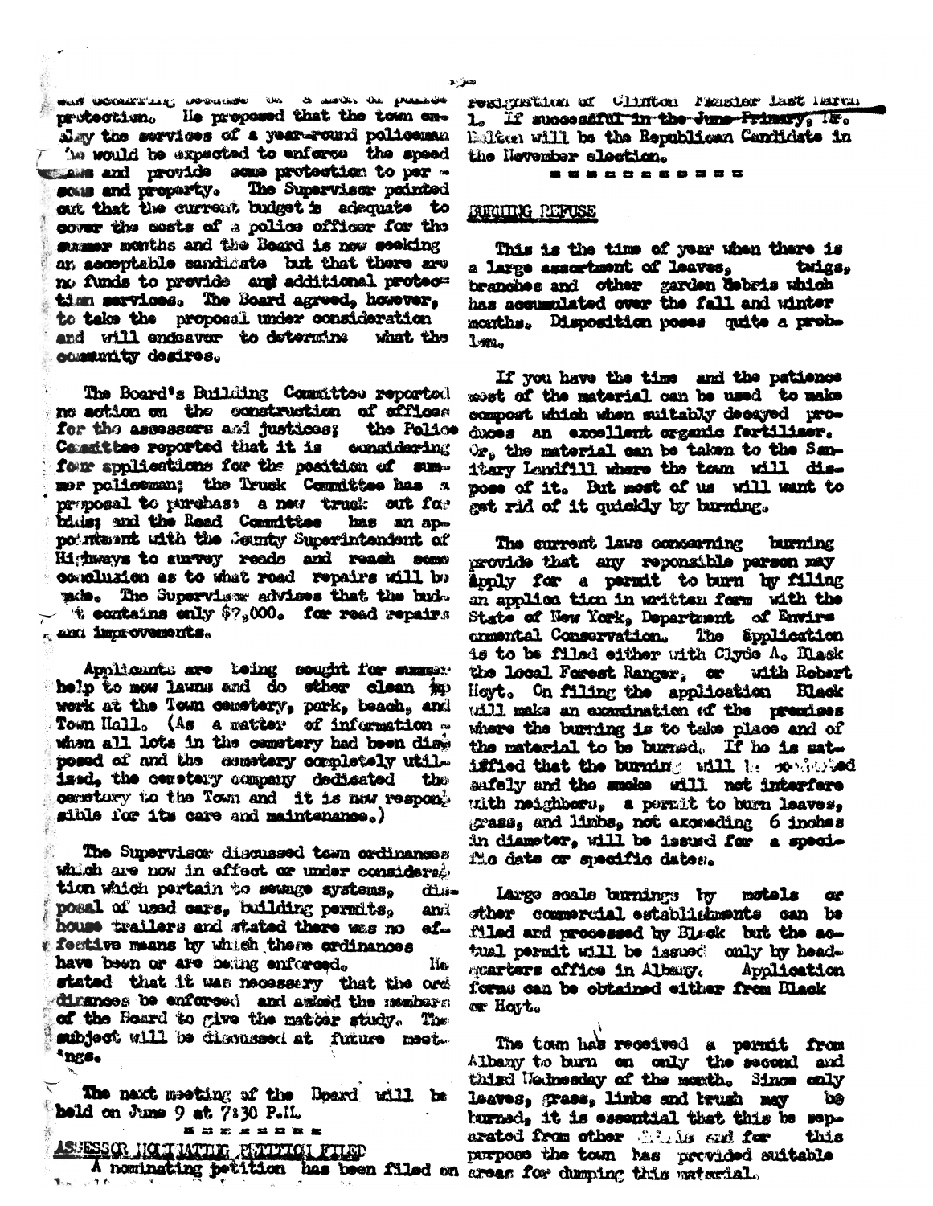was occurring because of a lack of police protection. He proposed that the town employ the services of a year-round policeman who would be expected to enforce the speed laws and provide some protection to persons and property. The Supervisor pointed out that the current budget is adequate to cover the costs of a police officer for the summer months and the Board is now seeking an acceptable candidate but that there are no funds to provide any additional protection services. The Board agreed, however, to take the proposal under consideration and will endeavor to determine what the community desires.

The Board's Building Committee reported no action on the construction of offices for the assessors and justices; the Police Committee reported that it is considering four applications for the position of summer policeman; the Truck Committee has a proposal to purchase a new truck out for bids; and the Road Committee has an appointment with the County Superintendent of Highways to survey roads and reach some conclusion as to what road repairs will be made. The Supervisor advises that the budget contains only $7,000. for road repairs and improvements.

Applicants are being sought for summer help to mow lawns and do other clean up work at the Town cemetery, park, beach, and Town Hall. (As a matter of information - when all lots in the cemetery had been disposed of and the cemetery completely utilized, the cemetery company dedicated the cemetery to the Town and it is now responsible for its care and maintenance.)

The Supervisor discussed town ordinances which are now in effect or under consideration which pertain to sewage systems, disposal of used cars, building permits, and house trailers and stated there was no effective means by which these ordinances have been or are being enforced. He stated that it was necessary that the ordinances be enforced and asked the members of the Board to give the matter study. The subject will be discussed at future meetings.

The next meeting of the Board will be held on June 9 at 7:30 P.M.

= = = = = = = =

ASSESSOR NOMINATING PETITION FILED

A nominating petition has been filed on resignation of Clinton Fiedler last March 1. If successful in the June Primary, Mr. Bolton will be the Republican Candidate in the November election.

= = = = = = = = = = =

## BURNING REFUSE

This is the time of year when there is a large assortment of leaves, twigs, branches and other garden debris which has accumulated over the fall and winter months. Disposition poses quite a problem.

If you have the time and the patience most of the material can be used to make compost which when suitably decayed produces an excellent organic fertilizer. Or, the material can be taken to the Sanitary Landfill where the town will dispose of it. But most of us will want to get rid of it quickly by burning.

The current laws concerning burning provide that any reponsible person may apply for a permit to burn by filing an application in written form with the State of New York, Department of Environmental Conservation. The application is to be filed either with Clyde A. Black the local Forest Ranger, or with Robert Hoyt. On filing the application Black will make an examination of the premises where the burning is to take place and of the material to be burned. If he is satisfied that the burning will be conducted safely and the smoke will not interfere with neighbors, a permit to burn leaves, grass, and limbs, not exceeding 6 inches in diameter, will be issued for a specific date or specific dates.

Large scale burnings by motels or other commercial establishments can be filed and processed by Black but the actual permit will be issued only by headquarters office in Albany. Application forms can be obtained either from Black or Hoyt.

The town has received a permit from Albany to burn on only the second and third Wednesday of the month. Since only leaves, grass, limbs and brush may be burned, it is essential that this be separated from other debris and for this purpose the town has provided suitable areas for dumping this material.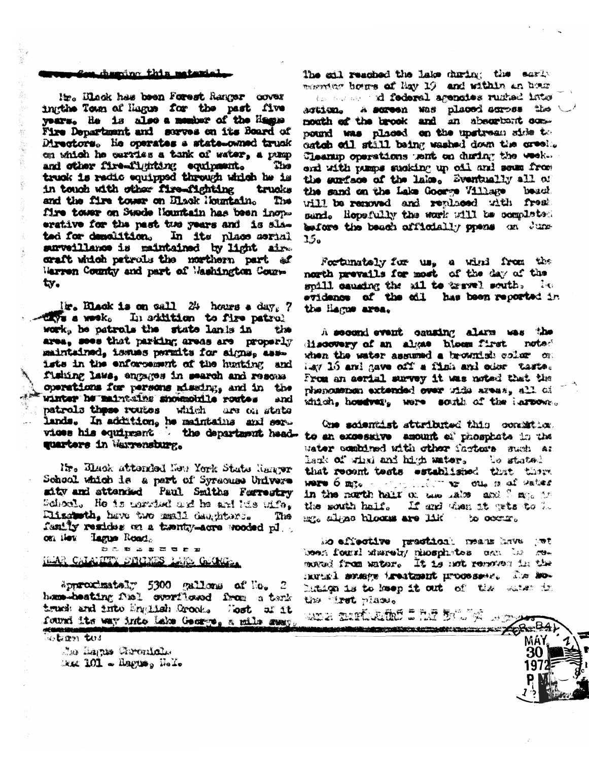~~(illegible) for changing this material.~~

Mr. Black has been Forest Ranger covering the Town of Hague for the past five years. He is also a member of the Hague Fire Department and serves on its Board of Directors. He operates a state-owned truck on which he carries a tank of water, a pump and other fire-fighting equipment. The truck is radio equipped through which he is in touch with other fire-fighting trucks and the fire tower on Black Mountain. The fire tower on Swede Mountain has been inoperative for the past two years and is slated for demolition. In its place aerial surveillance is maintained by light aircraft which patrols the northern part of Warren County and part of Washington County.

Mr. Black is on call 24 hours a day, 7 days a week. In addition to fire patrol work, he patrols the state lands in the area, sees that parking areas are properly maintained, issues permits for signs, assists in the enforcement of the hunting and fishing laws, engages in search and rescue operations for persons missing, and in the winter he maintains snowmobile routes and patrols these routes which are on state lands. In addition, he maintains and services his equipment at the department headquarters in Warrensburg.

Mr. Black attended New York State Ranger School which is a part of Syracuse University and attended Paul Smiths Forrestry School. He is married and he and his wife, Elizabeth, have two small daughters. The family resides on a twenty-acre wooded pl... on New Hague Road.

= = = = = = = = =

NEAR CALAMITY STRIKES LAKE GEORGE

Approximately 5300 gallons of No. 2 home-heating fuel overflowed from a tank truck and into English Brook. Most of it found its way into Lake George, a mile away.

The oil reached the lake during the early morning hours of May 19 and within an hour ... and federal agencies rushed into action. A screen was placed across the mouth of the brook and an absorbent compound was placed on the upstream side to catch oil still being washed down the creek. Cleanup operations went on during the weekend with pumps sucking up oil and scum from the surface of the lake. Eventually all of the sand on the Lake George Village beach will be removed and replaced with fresh sand. Hopefully the work will be completed before the beach officially opens on June 15.

Fortunately for us, a wind from the north prevails for most of the day of the spill causing the oil to travel south. No evidence of the oil has been reported in the Hague area.

A second event causing alarm was the discovery of an algae bloom first noted when the water assumed a brownish color on May 16 and gave off a fish and odor taste. From an aerial survey it was noted that the phenomenon extended over wide areas, all of which, however, were south of the Narrows.

One scientist attributed this condition to an excessive amount of phosphate in the water combined with other factors such as lack of wind and high water. He stated that recent tests established that there were 6 mg. ... cu. m of water in the north half of the lake and 7 mg. in the south half. If and when it gets to 10 mg. algae blooms are lik... to occur.

No effective practical means have yet been found whereby phosphates can be removed from water. It is not removed in the normal sewage treatment processes. The solution is to keep it out of the water in the first place.

MORE PHOSPHATES = MORE ...

Return to:

The Hague Chronicle
Box 101 - Hague, N.Y.